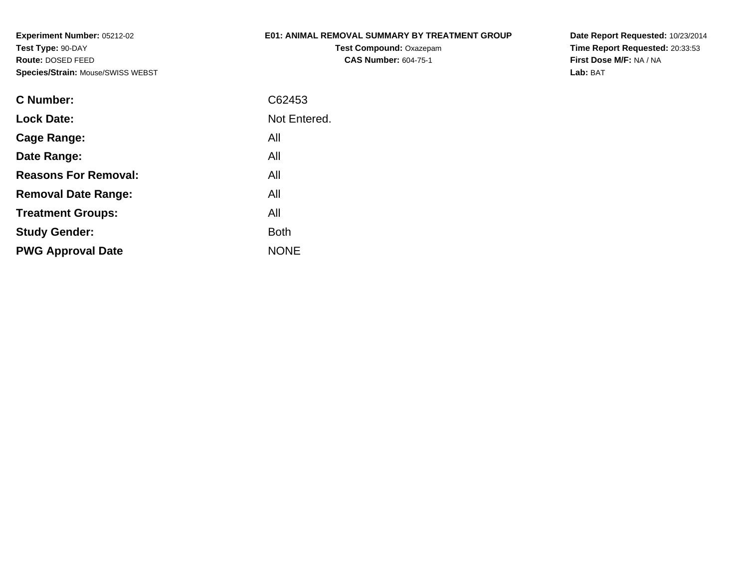**Experiment Number:** 05212-02
**Test Type:** 90-DAY
**Route:** DOSED FEED
**Species/Strain:** Mouse/SWISS WEBST

**E01: ANIMAL REMOVAL SUMMARY BY TREATMENT GROUP**
**Test Compound:** Oxazepam
**CAS Number:** 604-75-1

**Date Report Requested:** 10/23/2014
**Time Report Requested:** 20:33:53
**First Dose M/F:** NA / NA
**Lab:** BAT

| | |
|---|---|
| **C Number:** | C62453 |
| **Lock Date:** | Not Entered. |
| **Cage Range:** | All |
| **Date Range:** | All |
| **Reasons For Removal:** | All |
| **Removal Date Range:** | All |
| **Treatment Groups:** | All |
| **Study Gender:** | Both |
| **PWG Approval Date** | NONE |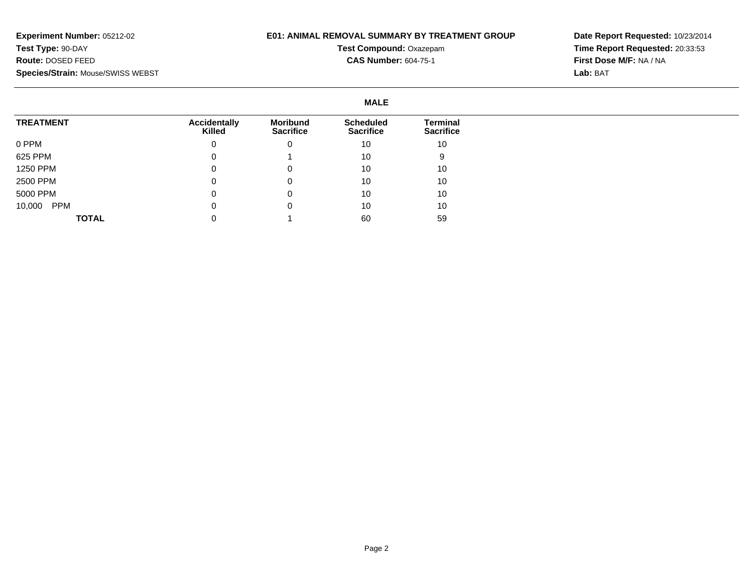**Experiment Number:** 05212-02
**Test Type:** 90-DAY
**Route:** DOSED FEED
**Species/Strain:** Mouse/SWISS WEBST

# E01: ANIMAL REMOVAL SUMMARY BY TREATMENT GROUP

**Test Compound:** Oxazepam
**CAS Number:** 604-75-1

**Date Report Requested:** 10/23/2014
**Time Report Requested:** 20:33:53
**First Dose M/F:** NA / NA
**Lab:** BAT

## MALE

| TREATMENT | Accidentally Killed | Moribund Sacrifice | Scheduled Sacrifice | Terminal Sacrifice |
|---|---|---|---|---|
| 0 PPM | 0 | 0 | 10 | 10 |
| 625 PPM | 0 | 1 | 10 | 9 |
| 1250 PPM | 0 | 0 | 10 | 10 |
| 2500 PPM | 0 | 0 | 10 | 10 |
| 5000 PPM | 0 | 0 | 10 | 10 |
| 10,000 PPM | 0 | 0 | 10 | 10 |
| **TOTAL** | 0 | 1 | 60 | 59 |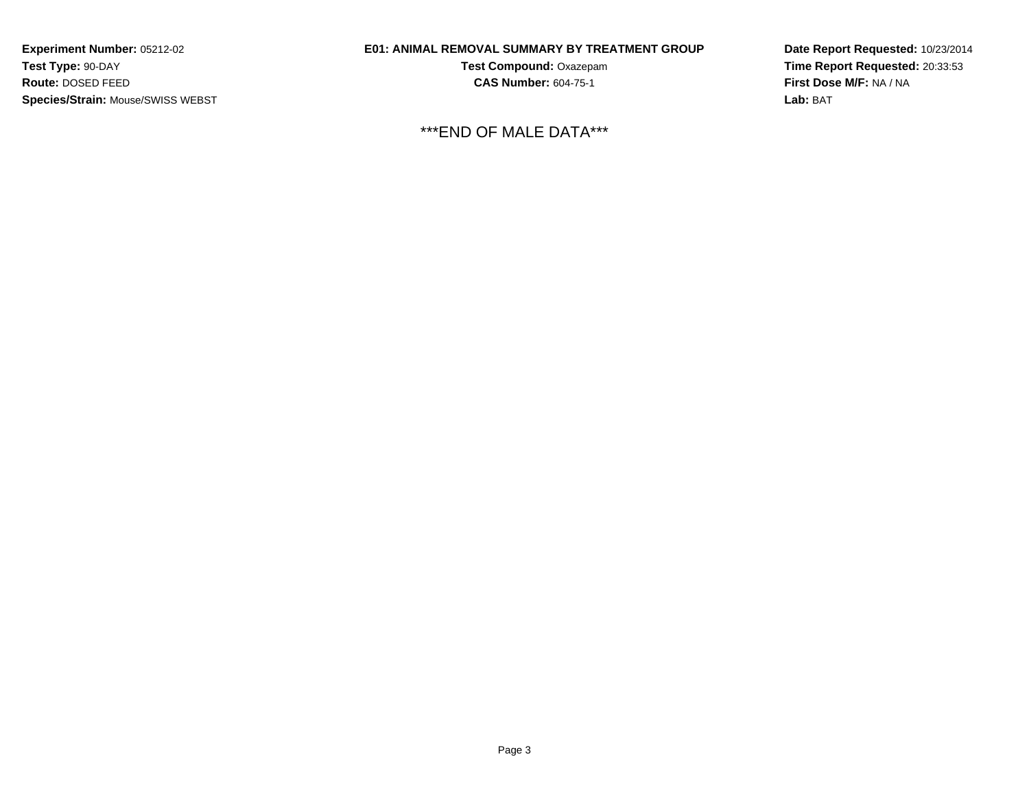**Experiment Number:** 05212-02
**Test Type:** 90-DAY
**Route:** DOSED FEED
**Species/Strain:** Mouse/SWISS WEBST

**E01: ANIMAL REMOVAL SUMMARY BY TREATMENT GROUP**
**Test Compound:** Oxazepam
**CAS Number:** 604-75-1

**Date Report Requested:** 10/23/2014
**Time Report Requested:** 20:33:53
**First Dose M/F:** NA / NA
**Lab:** BAT

***END OF MALE DATA***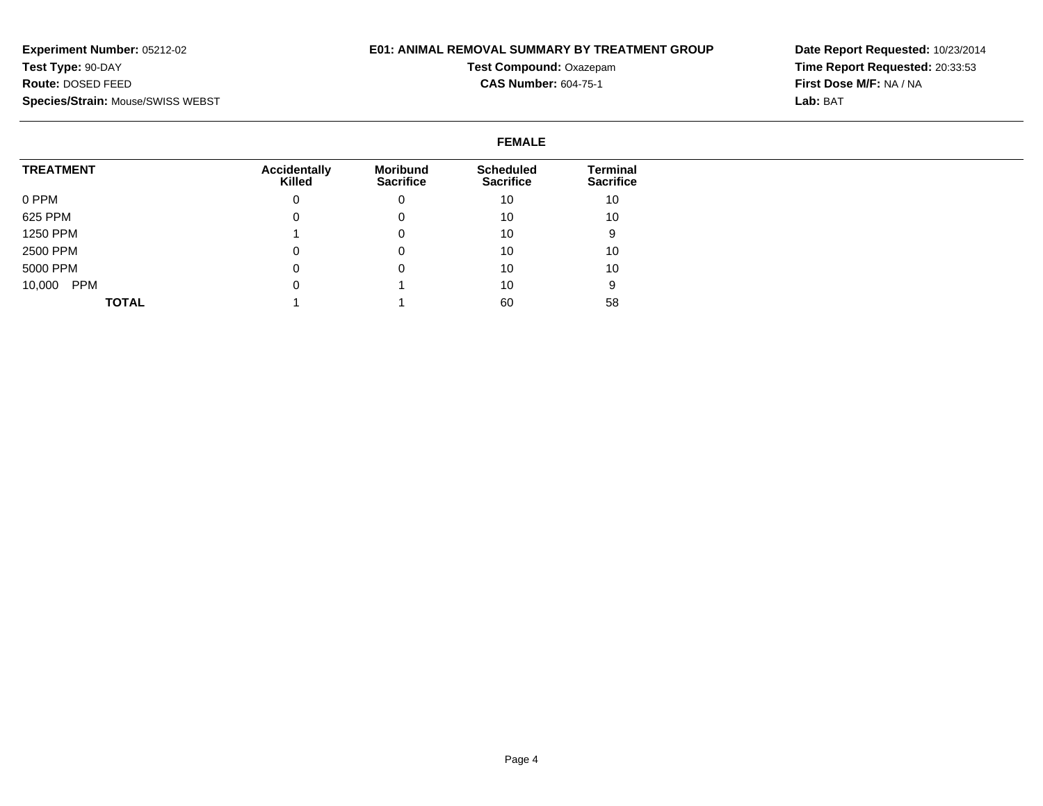**Experiment Number:** 05212-02
**Test Type:** 90-DAY
**Route:** DOSED FEED
**Species/Strain:** Mouse/SWISS WEBST

**E01: ANIMAL REMOVAL SUMMARY BY TREATMENT GROUP**
**Test Compound:** Oxazepam
**CAS Number:** 604-75-1

**Date Report Requested:** 10/23/2014
**Time Report Requested:** 20:33:53
**First Dose M/F:** NA / NA
**Lab:** BAT

**FEMALE**

| TREATMENT | Accidentally Killed | Moribund Sacrifice | Scheduled Sacrifice | Terminal Sacrifice |
|---|---|---|---|---|
| 0 PPM | 0 | 0 | 10 | 10 |
| 625 PPM | 0 | 0 | 10 | 10 |
| 1250 PPM | 1 | 0 | 10 | 9 |
| 2500 PPM | 0 | 0 | 10 | 10 |
| 5000 PPM | 0 | 0 | 10 | 10 |
| 10,000 PPM | 0 | 1 | 10 | 9 |
| **TOTAL** | 1 | 1 | 60 | 58 |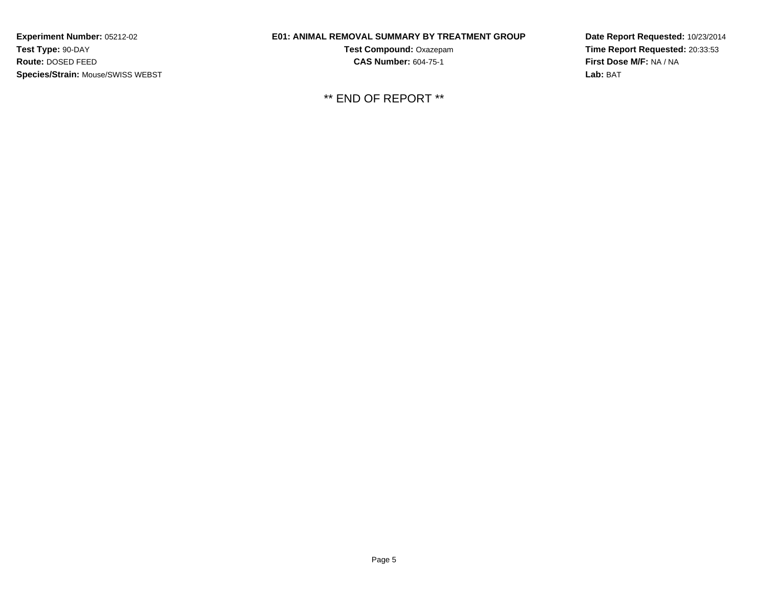**Experiment Number:** 05212-02
**Test Type:** 90-DAY
**Route:** DOSED FEED
**Species/Strain:** Mouse/SWISS WEBST

**E01: ANIMAL REMOVAL SUMMARY BY TREATMENT GROUP**
**Test Compound:** Oxazepam
**CAS Number:** 604-75-1

**Date Report Requested:** 10/23/2014
**Time Report Requested:** 20:33:53
**First Dose M/F:** NA / NA
**Lab:** BAT

** END OF REPORT **